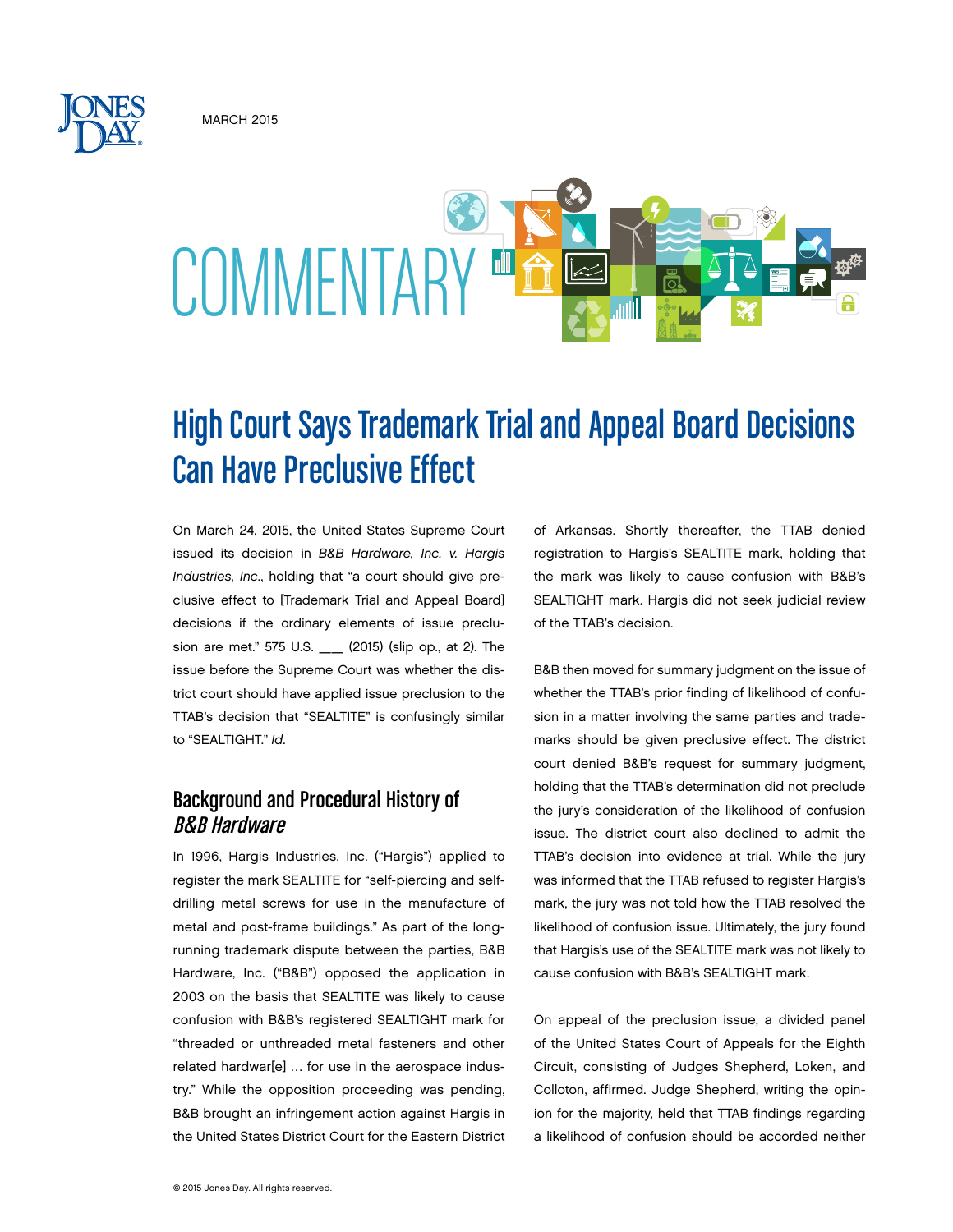MARCH 2015

# COMMENTARY

# High Court Says Trademark Trial and Appeal Board Decisions Can Have Preclusive Effect

On March 24, 2015, the United States Supreme Court issued its decision in *B&B Hardware, Inc. v. Hargis Industries, Inc.*, holding that "a court should give preclusive effect to [Trademark Trial and Appeal Board] decisions if the ordinary elements of issue preclusion are met." 575 U.S. ___ (2015) (slip op., at 2). The issue before the Supreme Court was whether the district court should have applied issue preclusion to the TTAB's decision that "SEALTITE" is confusingly similar to "SEALTIGHT." *Id*.

## Background and Procedural History of *B&B Hardware*

In 1996, Hargis Industries, Inc. ("Hargis") applied to register the mark SEALTITE for "self-piercing and self-drilling metal screws for use in the manufacture of metal and post-frame buildings." As part of the long-running trademark dispute between the parties, B&B Hardware, Inc. ("B&B") opposed the application in 2003 on the basis that SEALTITE was likely to cause confusion with B&B's registered SEALTIGHT mark for "threaded or unthreaded metal fasteners and other related hardwar[e] … for use in the aerospace industry." While the opposition proceeding was pending, B&B brought an infringement action against Hargis in the United States District Court for the Eastern District of Arkansas. Shortly thereafter, the TTAB denied registration to Hargis's SEALTITE mark, holding that the mark was likely to cause confusion with B&B's SEALTIGHT mark. Hargis did not seek judicial review of the TTAB's decision.

B&B then moved for summary judgment on the issue of whether the TTAB's prior finding of likelihood of confusion in a matter involving the same parties and trademarks should be given preclusive effect. The district court denied B&B's request for summary judgment, holding that the TTAB's determination did not preclude the jury's consideration of the likelihood of confusion issue. The district court also declined to admit the TTAB's decision into evidence at trial. While the jury was informed that the TTAB refused to register Hargis's mark, the jury was not told how the TTAB resolved the likelihood of confusion issue. Ultimately, the jury found that Hargis's use of the SEALTITE mark was not likely to cause confusion with B&B's SEALTIGHT mark.

On appeal of the preclusion issue, a divided panel of the United States Court of Appeals for the Eighth Circuit, consisting of Judges Shepherd, Loken, and Colloton, affirmed. Judge Shepherd, writing the opinion for the majority, held that TTAB findings regarding a likelihood of confusion should be accorded neither

© 2015 Jones Day. All rights reserved.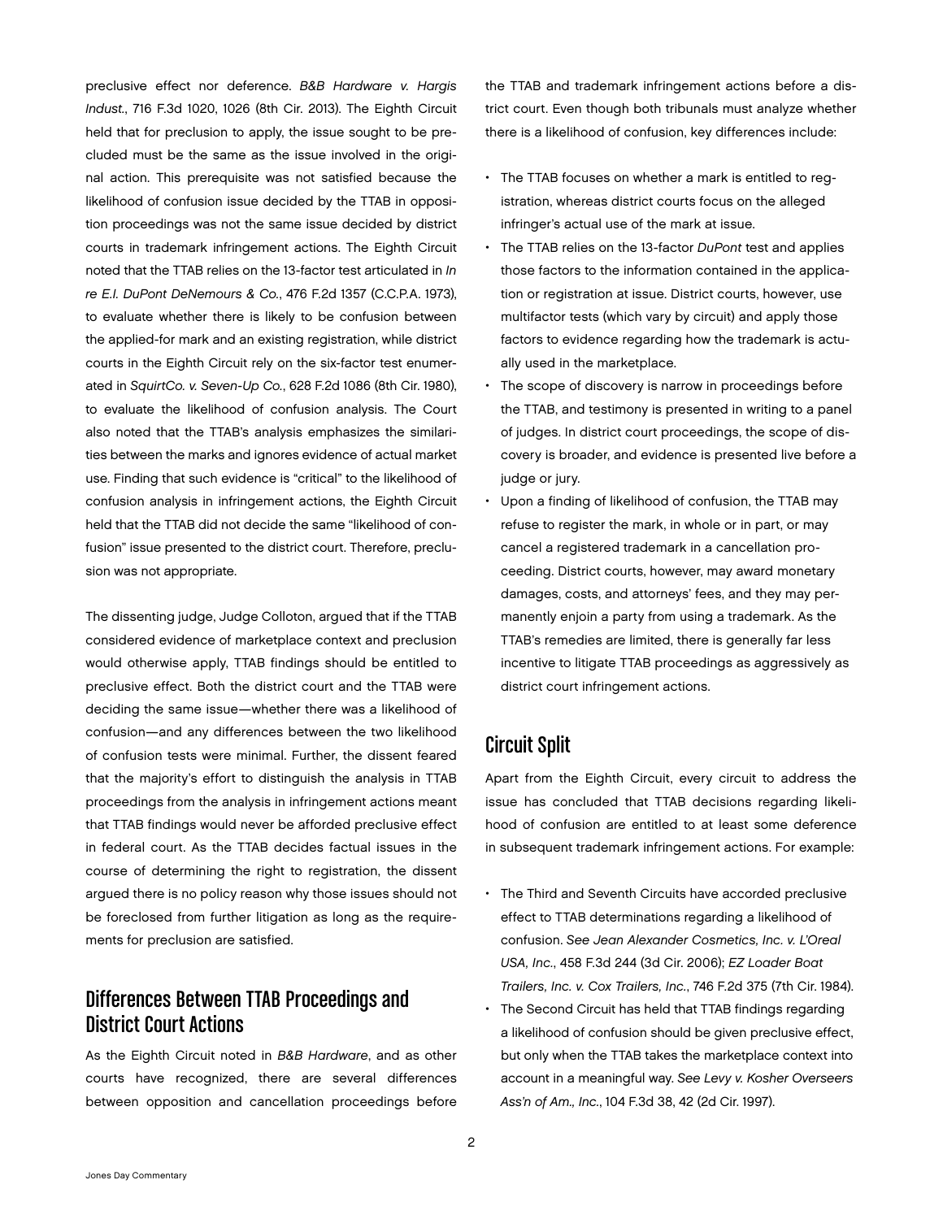preclusive effect nor deference. *B&B Hardware v. Hargis Indust.*, 716 F.3d 1020, 1026 (8th Cir. 2013). The Eighth Circuit held that for preclusion to apply, the issue sought to be precluded must be the same as the issue involved in the original action. This prerequisite was not satisfied because the likelihood of confusion issue decided by the TTAB in opposition proceedings was not the same issue decided by district courts in trademark infringement actions. The Eighth Circuit noted that the TTAB relies on the 13-factor test articulated in *In re E.I. DuPont DeNemours & Co.*, 476 F.2d 1357 (C.C.P.A. 1973), to evaluate whether there is likely to be confusion between the applied-for mark and an existing registration, while district courts in the Eighth Circuit rely on the six-factor test enumerated in *SquirtCo. v. Seven-Up Co.*, 628 F.2d 1086 (8th Cir. 1980), to evaluate the likelihood of confusion analysis. The Court also noted that the TTAB's analysis emphasizes the similarities between the marks and ignores evidence of actual market use. Finding that such evidence is "critical" to the likelihood of confusion analysis in infringement actions, the Eighth Circuit held that the TTAB did not decide the same "likelihood of confusion" issue presented to the district court. Therefore, preclusion was not appropriate.

The dissenting judge, Judge Colloton, argued that if the TTAB considered evidence of marketplace context and preclusion would otherwise apply, TTAB findings should be entitled to preclusive effect. Both the district court and the TTAB were deciding the same issue—whether there was a likelihood of confusion—and any differences between the two likelihood of confusion tests were minimal. Further, the dissent feared that the majority's effort to distinguish the analysis in TTAB proceedings from the analysis in infringement actions meant that TTAB findings would never be afforded preclusive effect in federal court. As the TTAB decides factual issues in the course of determining the right to registration, the dissent argued there is no policy reason why those issues should not be foreclosed from further litigation as long as the requirements for preclusion are satisfied.

## Differences Between TTAB Proceedings and District Court Actions

As the Eighth Circuit noted in *B&B Hardware*, and as other courts have recognized, there are several differences between opposition and cancellation proceedings before the TTAB and trademark infringement actions before a district court. Even though both tribunals must analyze whether there is a likelihood of confusion, key differences include:

- The TTAB focuses on whether a mark is entitled to registration, whereas district courts focus on the alleged infringer's actual use of the mark at issue.
- The TTAB relies on the 13-factor *DuPont* test and applies those factors to the information contained in the application or registration at issue. District courts, however, use multifactor tests (which vary by circuit) and apply those factors to evidence regarding how the trademark is actually used in the marketplace.
- The scope of discovery is narrow in proceedings before the TTAB, and testimony is presented in writing to a panel of judges. In district court proceedings, the scope of discovery is broader, and evidence is presented live before a judge or jury.
- Upon a finding of likelihood of confusion, the TTAB may refuse to register the mark, in whole or in part, or may cancel a registered trademark in a cancellation proceeding. District courts, however, may award monetary damages, costs, and attorneys' fees, and they may permanently enjoin a party from using a trademark. As the TTAB's remedies are limited, there is generally far less incentive to litigate TTAB proceedings as aggressively as district court infringement actions.

## Circuit Split

Apart from the Eighth Circuit, every circuit to address the issue has concluded that TTAB decisions regarding likelihood of confusion are entitled to at least some deference in subsequent trademark infringement actions. For example:

- The Third and Seventh Circuits have accorded preclusive effect to TTAB determinations regarding a likelihood of confusion. *See Jean Alexander Cosmetics, Inc. v. L'Oreal USA, Inc.*, 458 F.3d 244 (3d Cir. 2006); *EZ Loader Boat Trailers, Inc. v. Cox Trailers, Inc.*, 746 F.2d 375 (7th Cir. 1984).
- The Second Circuit has held that TTAB findings regarding a likelihood of confusion should be given preclusive effect, but only when the TTAB takes the marketplace context into account in a meaningful way. *See Levy v. Kosher Overseers Ass'n of Am., Inc.*, 104 F.3d 38, 42 (2d Cir. 1997).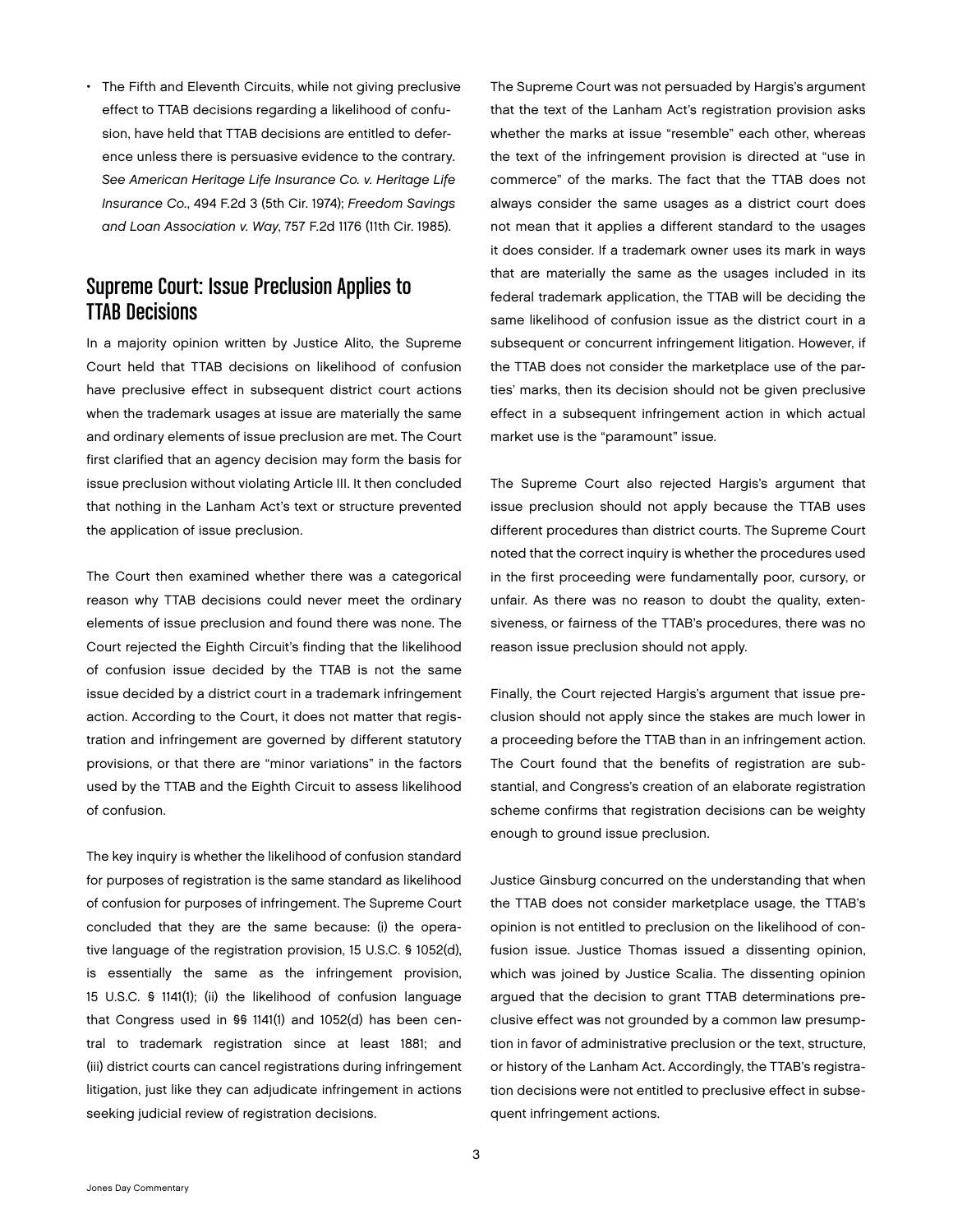- The Fifth and Eleventh Circuits, while not giving preclusive effect to TTAB decisions regarding a likelihood of confusion, have held that TTAB decisions are entitled to deference unless there is persuasive evidence to the contrary. *See American Heritage Life Insurance Co. v. Heritage Life Insurance Co.*, 494 F.2d 3 (5th Cir. 1974); *Freedom Savings and Loan Association v. Way*, 757 F.2d 1176 (11th Cir. 1985).

## Supreme Court: Issue Preclusion Applies to TTAB Decisions

In a majority opinion written by Justice Alito, the Supreme Court held that TTAB decisions on likelihood of confusion have preclusive effect in subsequent district court actions when the trademark usages at issue are materially the same and ordinary elements of issue preclusion are met. The Court first clarified that an agency decision may form the basis for issue preclusion without violating Article III. It then concluded that nothing in the Lanham Act's text or structure prevented the application of issue preclusion.

The Court then examined whether there was a categorical reason why TTAB decisions could never meet the ordinary elements of issue preclusion and found there was none. The Court rejected the Eighth Circuit's finding that the likelihood of confusion issue decided by the TTAB is not the same issue decided by a district court in a trademark infringement action. According to the Court, it does not matter that registration and infringement are governed by different statutory provisions, or that there are "minor variations" in the factors used by the TTAB and the Eighth Circuit to assess likelihood of confusion.

The key inquiry is whether the likelihood of confusion standard for purposes of registration is the same standard as likelihood of confusion for purposes of infringement. The Supreme Court concluded that they are the same because: (i) the operative language of the registration provision, 15 U.S.C. § 1052(d), is essentially the same as the infringement provision, 15 U.S.C. § 1141(1); (ii) the likelihood of confusion language that Congress used in §§ 1141(1) and 1052(d) has been central to trademark registration since at least 1881; and (iii) district courts can cancel registrations during infringement litigation, just like they can adjudicate infringement in actions seeking judicial review of registration decisions.

The Supreme Court was not persuaded by Hargis's argument that the text of the Lanham Act's registration provision asks whether the marks at issue "resemble" each other, whereas the text of the infringement provision is directed at "use in commerce" of the marks. The fact that the TTAB does not always consider the same usages as a district court does not mean that it applies a different standard to the usages it does consider. If a trademark owner uses its mark in ways that are materially the same as the usages included in its federal trademark application, the TTAB will be deciding the same likelihood of confusion issue as the district court in a subsequent or concurrent infringement litigation. However, if the TTAB does not consider the marketplace use of the parties' marks, then its decision should not be given preclusive effect in a subsequent infringement action in which actual market use is the "paramount" issue.

The Supreme Court also rejected Hargis's argument that issue preclusion should not apply because the TTAB uses different procedures than district courts. The Supreme Court noted that the correct inquiry is whether the procedures used in the first proceeding were fundamentally poor, cursory, or unfair. As there was no reason to doubt the quality, extensiveness, or fairness of the TTAB's procedures, there was no reason issue preclusion should not apply.

Finally, the Court rejected Hargis's argument that issue preclusion should not apply since the stakes are much lower in a proceeding before the TTAB than in an infringement action. The Court found that the benefits of registration are substantial, and Congress's creation of an elaborate registration scheme confirms that registration decisions can be weighty enough to ground issue preclusion.

Justice Ginsburg concurred on the understanding that when the TTAB does not consider marketplace usage, the TTAB's opinion is not entitled to preclusion on the likelihood of confusion issue. Justice Thomas issued a dissenting opinion, which was joined by Justice Scalia. The dissenting opinion argued that the decision to grant TTAB determinations preclusive effect was not grounded by a common law presumption in favor of administrative preclusion or the text, structure, or history of the Lanham Act. Accordingly, the TTAB's registration decisions were not entitled to preclusive effect in subsequent infringement actions.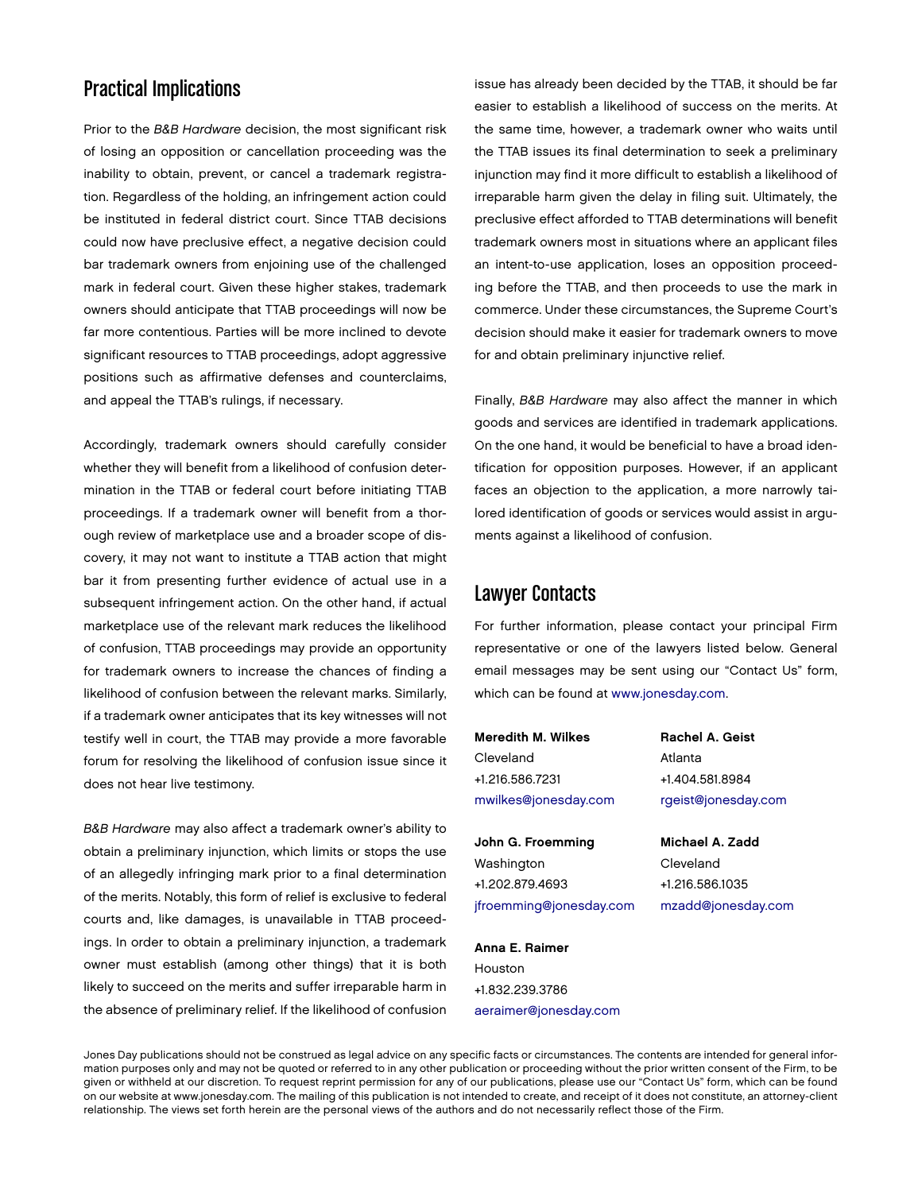## Practical Implications

Prior to the *B&B Hardware* decision, the most significant risk of losing an opposition or cancellation proceeding was the inability to obtain, prevent, or cancel a trademark registration. Regardless of the holding, an infringement action could be instituted in federal district court. Since TTAB decisions could now have preclusive effect, a negative decision could bar trademark owners from enjoining use of the challenged mark in federal court. Given these higher stakes, trademark owners should anticipate that TTAB proceedings will now be far more contentious. Parties will be more inclined to devote significant resources to TTAB proceedings, adopt aggressive positions such as affirmative defenses and counterclaims, and appeal the TTAB's rulings, if necessary.

Accordingly, trademark owners should carefully consider whether they will benefit from a likelihood of confusion determination in the TTAB or federal court before initiating TTAB proceedings. If a trademark owner will benefit from a thorough review of marketplace use and a broader scope of discovery, it may not want to institute a TTAB action that might bar it from presenting further evidence of actual use in a subsequent infringement action. On the other hand, if actual marketplace use of the relevant mark reduces the likelihood of confusion, TTAB proceedings may provide an opportunity for trademark owners to increase the chances of finding a likelihood of confusion between the relevant marks. Similarly, if a trademark owner anticipates that its key witnesses will not testify well in court, the TTAB may provide a more favorable forum for resolving the likelihood of confusion issue since it does not hear live testimony.

*B&B Hardware* may also affect a trademark owner's ability to obtain a preliminary injunction, which limits or stops the use of an allegedly infringing mark prior to a final determination of the merits. Notably, this form of relief is exclusive to federal courts and, like damages, is unavailable in TTAB proceedings. In order to obtain a preliminary injunction, a trademark owner must establish (among other things) that it is both likely to succeed on the merits and suffer irreparable harm in the absence of preliminary relief. If the likelihood of confusion issue has already been decided by the TTAB, it should be far easier to establish a likelihood of success on the merits. At the same time, however, a trademark owner who waits until the TTAB issues its final determination to seek a preliminary injunction may find it more difficult to establish a likelihood of irreparable harm given the delay in filing suit. Ultimately, the preclusive effect afforded to TTAB determinations will benefit trademark owners most in situations where an applicant files an intent-to-use application, loses an opposition proceeding before the TTAB, and then proceeds to use the mark in commerce. Under these circumstances, the Supreme Court's decision should make it easier for trademark owners to move for and obtain preliminary injunctive relief.

Finally, *B&B Hardware* may also affect the manner in which goods and services are identified in trademark applications. On the one hand, it would be beneficial to have a broad identification for opposition purposes. However, if an applicant faces an objection to the application, a more narrowly tailored identification of goods or services would assist in arguments against a likelihood of confusion.

## Lawyer Contacts

For further information, please contact your principal Firm representative or one of the lawyers listed below. General email messages may be sent using our "Contact Us" form, which can be found at www.jonesday.com.

**Meredith M. Wilkes**
Cleveland
+1.216.586.7231
mwilkes@jonesday.com

**Rachel A. Geist**
Atlanta
+1.404.581.8984
rgeist@jonesday.com

**John G. Froemming**
Washington
+1.202.879.4693
jfroemming@jonesday.com

**Michael A. Zadd**
Cleveland
+1.216.586.1035
mzadd@jonesday.com

**Anna E. Raimer**
Houston
+1.832.239.3786
aeraimer@jonesday.com

Jones Day publications should not be construed as legal advice on any specific facts or circumstances. The contents are intended for general information purposes only and may not be quoted or referred to in any other publication or proceeding without the prior written consent of the Firm, to be given or withheld at our discretion. To request reprint permission for any of our publications, please use our "Contact Us" form, which can be found on our website at www.jonesday.com. The mailing of this publication is not intended to create, and receipt of it does not constitute, an attorney-client relationship. The views set forth herein are the personal views of the authors and do not necessarily reflect those of the Firm.